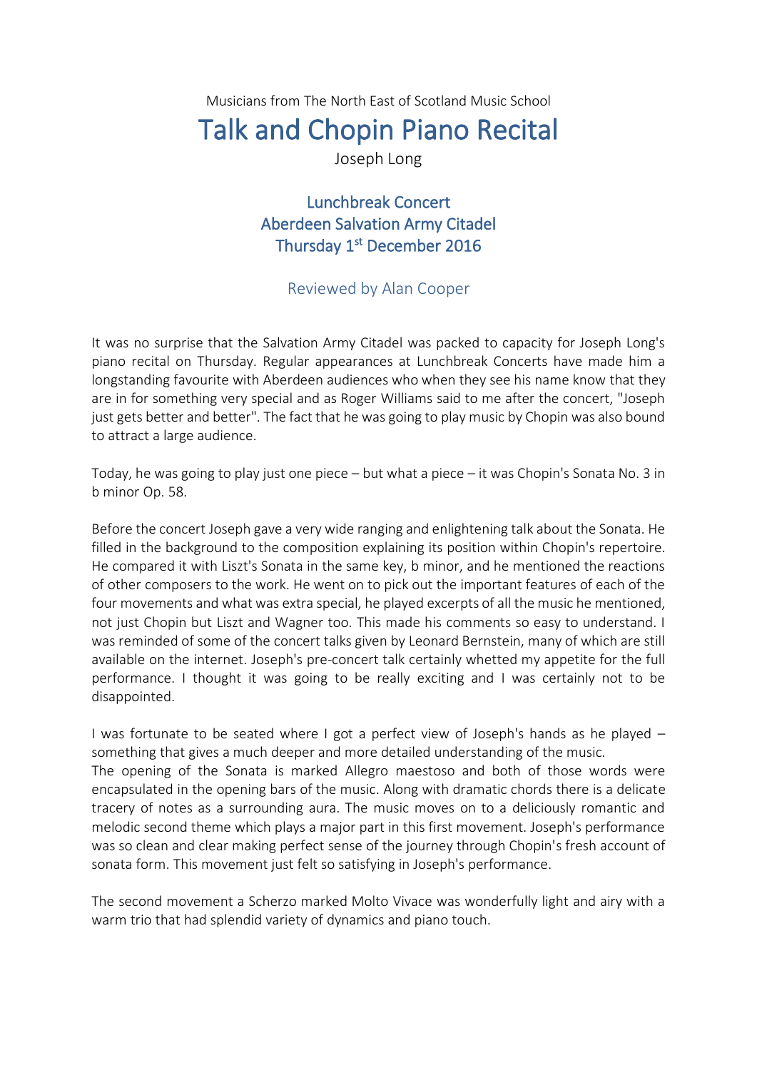Musicians from The North East of Scotland Music School

# Talk and Chopin Piano Recital

Joseph Long

## Lunchbreak Concert
## Aberdeen Salvation Army Citadel
## Thursday 1st December 2016

### Reviewed by Alan Cooper

It was no surprise that the Salvation Army Citadel was packed to capacity for Joseph Long's piano recital on Thursday. Regular appearances at Lunchbreak Concerts have made him a longstanding favourite with Aberdeen audiences who when they see his name know that they are in for something very special and as Roger Williams said to me after the concert, "Joseph just gets better and better". The fact that he was going to play music by Chopin was also bound to attract a large audience.

Today, he was going to play just one piece – but what a piece – it was Chopin's Sonata No. 3 in b minor Op. 58.

Before the concert Joseph gave a very wide ranging and enlightening talk about the Sonata. He filled in the background to the composition explaining its position within Chopin's repertoire. He compared it with Liszt's Sonata in the same key, b minor, and he mentioned the reactions of other composers to the work. He went on to pick out the important features of each of the four movements and what was extra special, he played excerpts of all the music he mentioned, not just Chopin but Liszt and Wagner too. This made his comments so easy to understand. I was reminded of some of the concert talks given by Leonard Bernstein, many of which are still available on the internet. Joseph's pre-concert talk certainly whetted my appetite for the full performance. I thought it was going to be really exciting and I was certainly not to be disappointed.

I was fortunate to be seated where I got a perfect view of Joseph's hands as he played – something that gives a much deeper and more detailed understanding of the music.
The opening of the Sonata is marked Allegro maestoso and both of those words were encapsulated in the opening bars of the music. Along with dramatic chords there is a delicate tracery of notes as a surrounding aura. The music moves on to a deliciously romantic and melodic second theme which plays a major part in this first movement. Joseph's performance was so clean and clear making perfect sense of the journey through Chopin's fresh account of sonata form. This movement just felt so satisfying in Joseph's performance.

The second movement a Scherzo marked Molto Vivace was wonderfully light and airy with a warm trio that had splendid variety of dynamics and piano touch.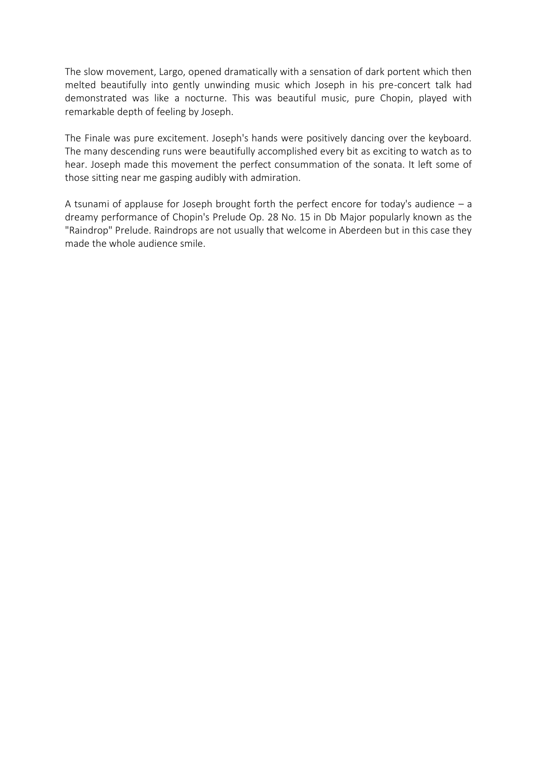The slow movement, Largo, opened dramatically with a sensation of dark portent which then melted beautifully into gently unwinding music which Joseph in his pre-concert talk had demonstrated was like a nocturne. This was beautiful music, pure Chopin, played with remarkable depth of feeling by Joseph.

The Finale was pure excitement. Joseph's hands were positively dancing over the keyboard. The many descending runs were beautifully accomplished every bit as exciting to watch as to hear. Joseph made this movement the perfect consummation of the sonata. It left some of those sitting near me gasping audibly with admiration.

A tsunami of applause for Joseph brought forth the perfect encore for today's audience – a dreamy performance of Chopin's Prelude Op. 28 No. 15 in Db Major popularly known as the "Raindrop" Prelude. Raindrops are not usually that welcome in Aberdeen but in this case they made the whole audience smile.